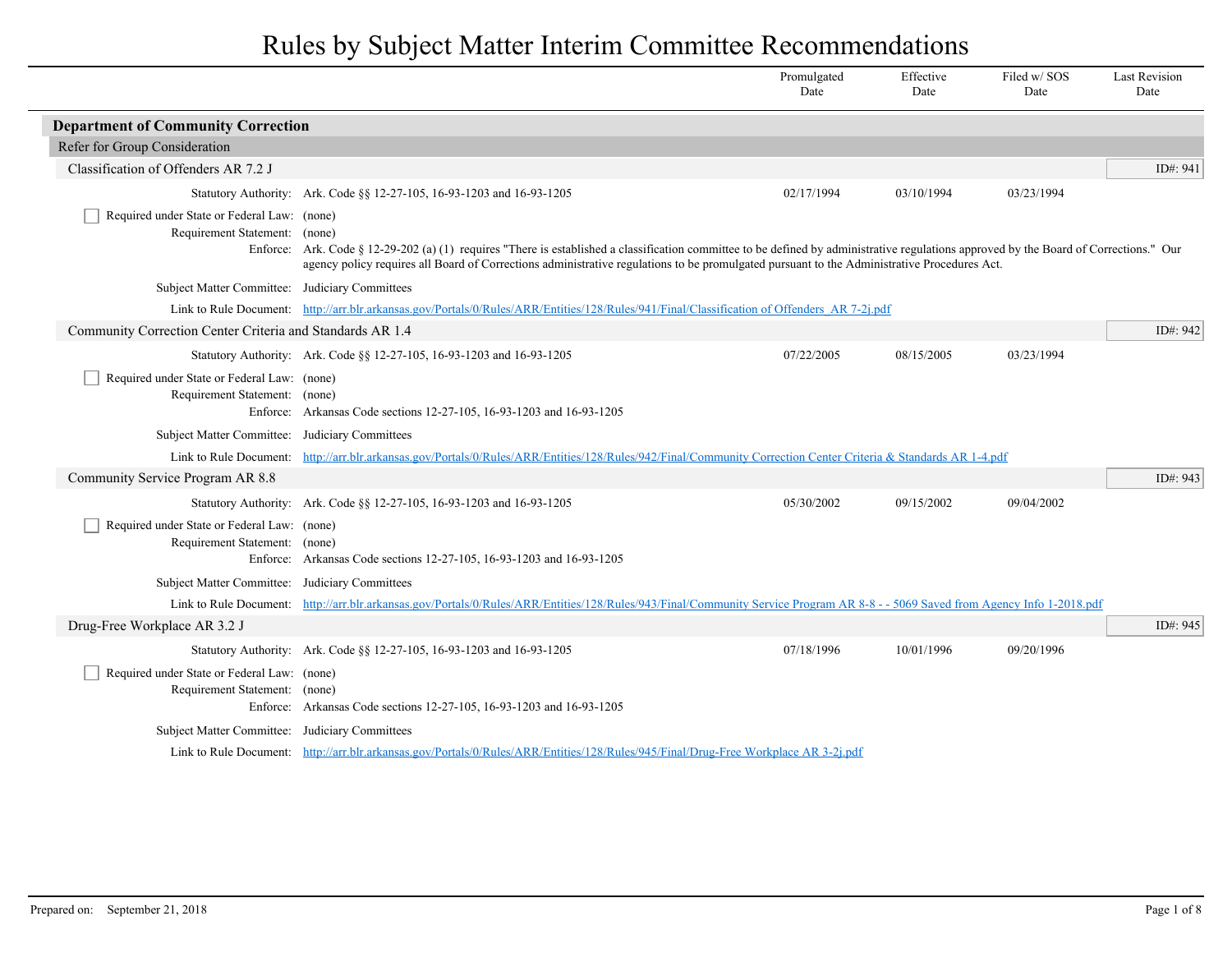# Rules by Subject Matter Interim Committee Recommendations

| | Promulgated Date | Effective Date | Filed w/ SOS Date | Last Revision Date |
|---|---|---|---|---|

## Department of Community Correction

### Refer for Group Consideration

#### Classification of Offenders AR 7.2 J

ID#: 941

| | | Promulgated Date | Effective Date | Filed w/ SOS Date | Last Revision Date |
|---|---|---|---|---|---|
| Statutory Authority: | Ark. Code §§ 12-27-105, 16-93-1203 and 16-93-1205 | 02/17/1994 | 03/10/1994 | 03/23/1994 | |

- [ ] Required under State or Federal Law: (none)

Requirement Statement: (none)

Enforce: Ark. Code § 12-29-202 (a) (1) requires "There is established a classification committee to be defined by administrative regulations approved by the Board of Corrections." Our agency policy requires all Board of Corrections administrative regulations to be promulgated pursuant to the Administrative Procedures Act.

Subject Matter Committee: Judiciary Committees

Link to Rule Document: [http://arr.blr.arkansas.gov/Portals/0/Rules/ARR/Entities/128/Rules/941/Final/Classification of Offenders_AR 7-2j.pdf](http://arr.blr.arkansas.gov/Portals/0/Rules/ARR/Entities/128/Rules/941/Final/Classification of Offenders_AR 7-2j.pdf)

#### Community Correction Center Criteria and Standards AR 1.4

ID#: 942

| | | Promulgated Date | Effective Date | Filed w/ SOS Date | Last Revision Date |
|---|---|---|---|---|---|
| Statutory Authority: | Ark. Code §§ 12-27-105, 16-93-1203 and 16-93-1205 | 07/22/2005 | 08/15/2005 | 03/23/1994 | |

- [ ] Required under State or Federal Law: (none)

Requirement Statement: (none)

Enforce: Arkansas Code sections 12-27-105, 16-93-1203 and 16-93-1205

Subject Matter Committee: Judiciary Committees

Link to Rule Document: [http://arr.blr.arkansas.gov/Portals/0/Rules/ARR/Entities/128/Rules/942/Final/Community Correction Center Criteria & Standards AR 1-4.pdf](http://arr.blr.arkansas.gov/Portals/0/Rules/ARR/Entities/128/Rules/942/Final/Community Correction Center Criteria & Standards AR 1-4.pdf)

#### Community Service Program AR 8.8

ID#: 943

| | | Promulgated Date | Effective Date | Filed w/ SOS Date | Last Revision Date |
|---|---|---|---|---|---|
| Statutory Authority: | Ark. Code §§ 12-27-105, 16-93-1203 and 16-93-1205 | 05/30/2002 | 09/15/2002 | 09/04/2002 | |

- [ ] Required under State or Federal Law: (none)

Requirement Statement: (none)

Enforce: Arkansas Code sections 12-27-105, 16-93-1203 and 16-93-1205

Subject Matter Committee: Judiciary Committees

Link to Rule Document: [http://arr.blr.arkansas.gov/Portals/0/Rules/ARR/Entities/128/Rules/943/Final/Community Service Program AR 8-8 - - 5069 Saved from Agency Info 1-2018.pdf](http://arr.blr.arkansas.gov/Portals/0/Rules/ARR/Entities/128/Rules/943/Final/Community Service Program AR 8-8 - - 5069 Saved from Agency Info 1-2018.pdf)

#### Drug-Free Workplace AR 3.2 J

ID#: 945

| | | Promulgated Date | Effective Date | Filed w/ SOS Date | Last Revision Date |
|---|---|---|---|---|---|
| Statutory Authority: | Ark. Code §§ 12-27-105, 16-93-1203 and 16-93-1205 | 07/18/1996 | 10/01/1996 | 09/20/1996 | |

- [ ] Required under State or Federal Law: (none)

Requirement Statement: (none)

Enforce: Arkansas Code sections 12-27-105, 16-93-1203 and 16-93-1205

Subject Matter Committee: Judiciary Committees

Link to Rule Document: [http://arr.blr.arkansas.gov/Portals/0/Rules/ARR/Entities/128/Rules/945/Final/Drug-Free Workplace AR 3-2j.pdf](http://arr.blr.arkansas.gov/Portals/0/Rules/ARR/Entities/128/Rules/945/Final/Drug-Free Workplace AR 3-2j.pdf)

Prepared on: September 21, 2018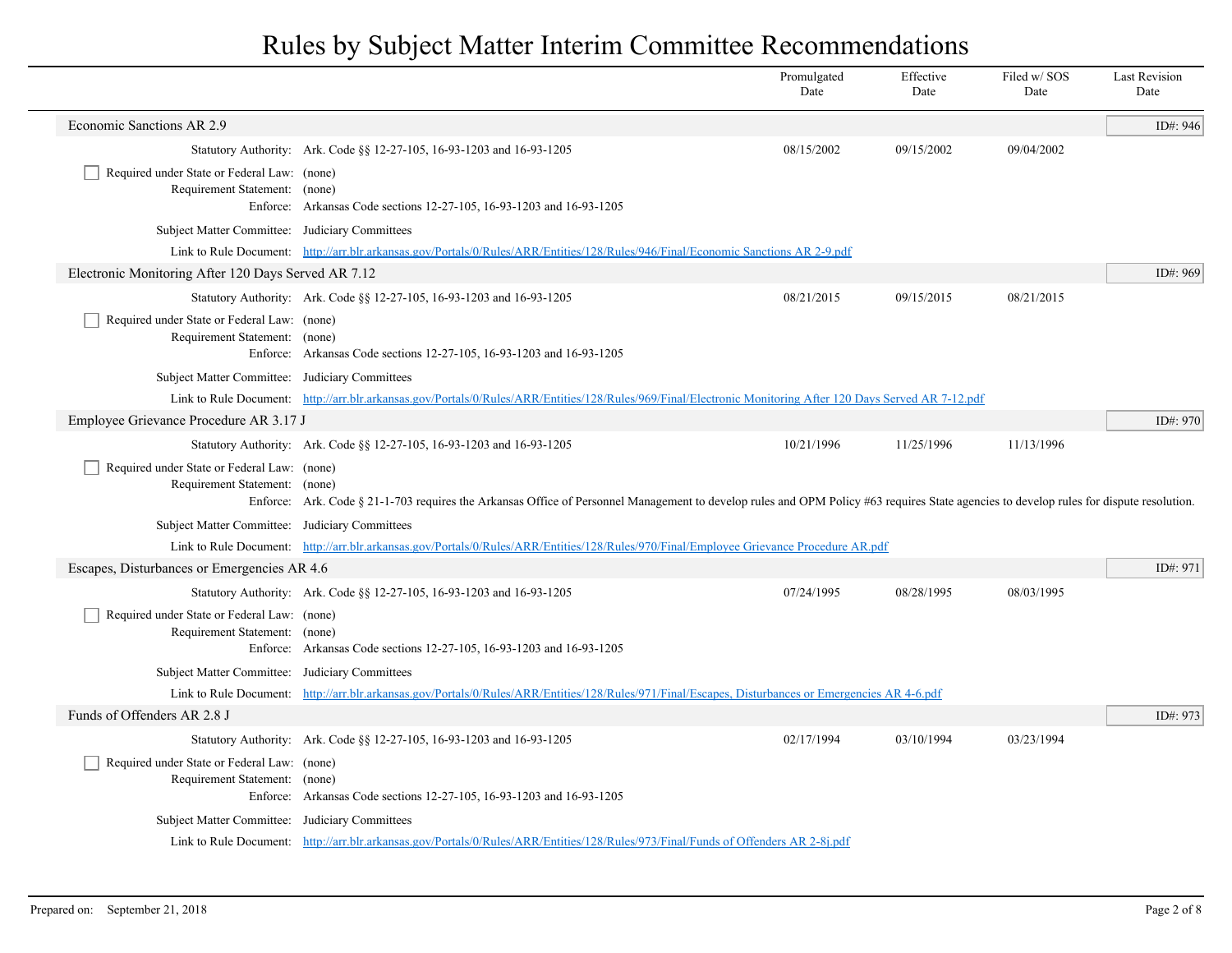# Rules by Subject Matter Interim Committee Recommendations

| | Promulgated Date | Effective Date | Filed w/ SOS Date | Last Revision Date |
|---|---|---|---|---|

## Economic Sanctions AR 2.9

ID#: 946

| | Promulgated Date | Effective Date | Filed w/ SOS Date | Last Revision Date |
|---|---|---|---|---|
| Statutory Authority: Ark. Code §§ 12-27-105, 16-93-1203 and 16-93-1205 | 08/15/2002 | 09/15/2002 | 09/04/2002 | |

☐ Required under State or Federal Law: (none)
Requirement Statement: (none)
Enforce: Arkansas Code sections 12-27-105, 16-93-1203 and 16-93-1205

Subject Matter Committee: Judiciary Committees

Link to Rule Document: [http://arr.blr.arkansas.gov/Portals/0/Rules/ARR/Entities/128/Rules/946/Final/Economic Sanctions AR 2-9.pdf](http://arr.blr.arkansas.gov/Portals/0/Rules/ARR/Entities/128/Rules/946/Final/Economic Sanctions AR 2-9.pdf)

## Electronic Monitoring After 120 Days Served AR 7.12

ID#: 969

| | Promulgated Date | Effective Date | Filed w/ SOS Date | Last Revision Date |
|---|---|---|---|---|
| Statutory Authority: Ark. Code §§ 12-27-105, 16-93-1203 and 16-93-1205 | 08/21/2015 | 09/15/2015 | 08/21/2015 | |

☐ Required under State or Federal Law: (none)
Requirement Statement: (none)
Enforce: Arkansas Code sections 12-27-105, 16-93-1203 and 16-93-1205

Subject Matter Committee: Judiciary Committees

Link to Rule Document: [http://arr.blr.arkansas.gov/Portals/0/Rules/ARR/Entities/128/Rules/969/Final/Electronic Monitoring After 120 Days Served AR 7-12.pdf](http://arr.blr.arkansas.gov/Portals/0/Rules/ARR/Entities/128/Rules/969/Final/Electronic Monitoring After 120 Days Served AR 7-12.pdf)

## Employee Grievance Procedure AR 3.17 J

ID#: 970

| | Promulgated Date | Effective Date | Filed w/ SOS Date | Last Revision Date |
|---|---|---|---|---|
| Statutory Authority: Ark. Code §§ 12-27-105, 16-93-1203 and 16-93-1205 | 10/21/1996 | 11/25/1996 | 11/13/1996 | |

☐ Required under State or Federal Law: (none)
Requirement Statement: (none)
Enforce: Ark. Code § 21-1-703 requires the Arkansas Office of Personnel Management to develop rules and OPM Policy #63 requires State agencies to develop rules for dispute resolution.

Subject Matter Committee: Judiciary Committees

Link to Rule Document: [http://arr.blr.arkansas.gov/Portals/0/Rules/ARR/Entities/128/Rules/970/Final/Employee Grievance Procedure AR.pdf](http://arr.blr.arkansas.gov/Portals/0/Rules/ARR/Entities/128/Rules/970/Final/Employee Grievance Procedure AR.pdf)

## Escapes, Disturbances or Emergencies AR 4.6

ID#: 971

| | Promulgated Date | Effective Date | Filed w/ SOS Date | Last Revision Date |
|---|---|---|---|---|
| Statutory Authority: Ark. Code §§ 12-27-105, 16-93-1203 and 16-93-1205 | 07/24/1995 | 08/28/1995 | 08/03/1995 | |

☐ Required under State or Federal Law: (none)
Requirement Statement: (none)
Enforce: Arkansas Code sections 12-27-105, 16-93-1203 and 16-93-1205

Subject Matter Committee: Judiciary Committees

Link to Rule Document: [http://arr.blr.arkansas.gov/Portals/0/Rules/ARR/Entities/128/Rules/971/Final/Escapes, Disturbances or Emergencies AR 4-6.pdf](http://arr.blr.arkansas.gov/Portals/0/Rules/ARR/Entities/128/Rules/971/Final/Escapes, Disturbances or Emergencies AR 4-6.pdf)

## Funds of Offenders AR 2.8 J

ID#: 973

| | Promulgated Date | Effective Date | Filed w/ SOS Date | Last Revision Date |
|---|---|---|---|---|
| Statutory Authority: Ark. Code §§ 12-27-105, 16-93-1203 and 16-93-1205 | 02/17/1994 | 03/10/1994 | 03/23/1994 | |

☐ Required under State or Federal Law: (none)
Requirement Statement: (none)
Enforce: Arkansas Code sections 12-27-105, 16-93-1203 and 16-93-1205

Subject Matter Committee: Judiciary Committees

Link to Rule Document: [http://arr.blr.arkansas.gov/Portals/0/Rules/ARR/Entities/128/Rules/973/Final/Funds of Offenders AR 2-8j.pdf](http://arr.blr.arkansas.gov/Portals/0/Rules/ARR/Entities/128/Rules/973/Final/Funds of Offenders AR 2-8j.pdf)

Prepared on: September 21, 2018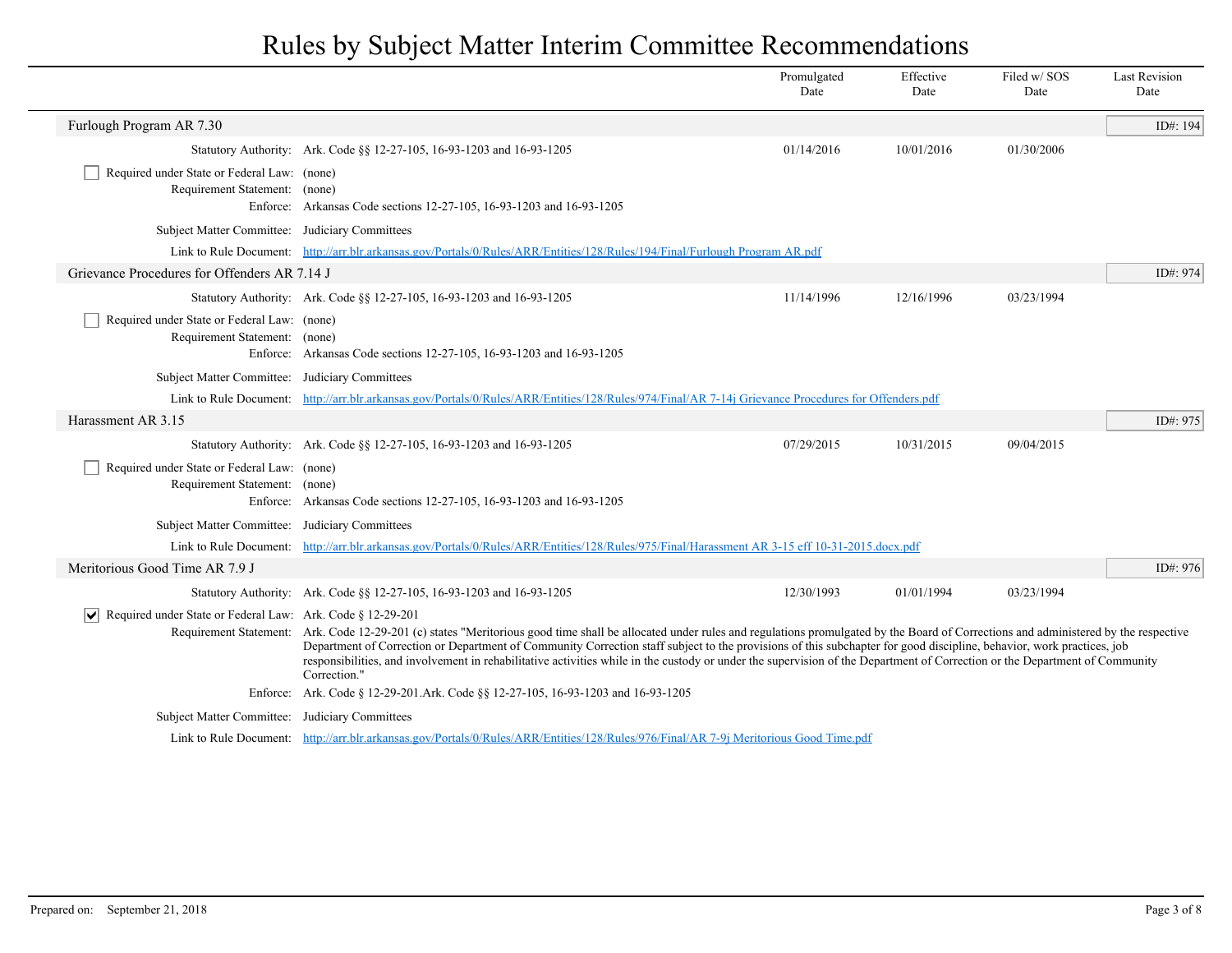# Rules by Subject Matter Interim Committee Recommendations

| | Promulgated Date | Effective Date | Filed w/ SOS Date | Last Revision Date |
|---|---|---|---|---|

## Furlough Program AR 7.30

ID#: 194

| | | Promulgated Date | Effective Date | Filed w/ SOS Date | Last Revision Date |
|---|---|---|---|---|---|
| Statutory Authority: | Ark. Code §§ 12-27-105, 16-93-1203 and 16-93-1205 | 01/14/2016 | 10/01/2016 | 01/30/2006 | |

- [ ] Required under State or Federal Law: (none)

Requirement Statement: (none)

Enforce: Arkansas Code sections 12-27-105, 16-93-1203 and 16-93-1205

Subject Matter Committee: Judiciary Committees

Link to Rule Document: http://arr.blr.arkansas.gov/Portals/0/Rules/ARR/Entities/128/Rules/194/Final/Furlough Program AR.pdf

## Grievance Procedures for Offenders AR 7.14 J

ID#: 974

| | | Promulgated Date | Effective Date | Filed w/ SOS Date | Last Revision Date |
|---|---|---|---|---|---|
| Statutory Authority: | Ark. Code §§ 12-27-105, 16-93-1203 and 16-93-1205 | 11/14/1996 | 12/16/1996 | 03/23/1994 | |

- [ ] Required under State or Federal Law: (none)

Requirement Statement: (none)

Enforce: Arkansas Code sections 12-27-105, 16-93-1203 and 16-93-1205

Subject Matter Committee: Judiciary Committees

Link to Rule Document: http://arr.blr.arkansas.gov/Portals/0/Rules/ARR/Entities/128/Rules/974/Final/AR 7-14j Grievance Procedures for Offenders.pdf

## Harassment AR 3.15

ID#: 975

| | | Promulgated Date | Effective Date | Filed w/ SOS Date | Last Revision Date |
|---|---|---|---|---|---|
| Statutory Authority: | Ark. Code §§ 12-27-105, 16-93-1203 and 16-93-1205 | 07/29/2015 | 10/31/2015 | 09/04/2015 | |

- [ ] Required under State or Federal Law: (none)

Requirement Statement: (none)

Enforce: Arkansas Code sections 12-27-105, 16-93-1203 and 16-93-1205

Subject Matter Committee: Judiciary Committees

Link to Rule Document: http://arr.blr.arkansas.gov/Portals/0/Rules/ARR/Entities/128/Rules/975/Final/Harassment AR 3-15 eff 10-31-2015.docx.pdf

## Meritorious Good Time AR 7.9 J

ID#: 976

| | | Promulgated Date | Effective Date | Filed w/ SOS Date | Last Revision Date |
|---|---|---|---|---|---|
| Statutory Authority: | Ark. Code §§ 12-27-105, 16-93-1203 and 16-93-1205 | 12/30/1993 | 01/01/1994 | 03/23/1994 | |

- [x] Required under State or Federal Law: Ark. Code § 12-29-201

Requirement Statement: Ark. Code 12-29-201 (c) states "Meritorious good time shall be allocated under rules and regulations promulgated by the Board of Corrections and administered by the respective Department of Correction or Department of Community Correction staff subject to the provisions of this subchapter for good discipline, behavior, work practices, job responsibilities, and involvement in rehabilitative activities while in the custody or under the supervision of the Department of Correction or the Department of Community Correction."

Enforce: Ark. Code § 12-29-201.Ark. Code §§ 12-27-105, 16-93-1203 and 16-93-1205

Subject Matter Committee: Judiciary Committees

Link to Rule Document: http://arr.blr.arkansas.gov/Portals/0/Rules/ARR/Entities/128/Rules/976/Final/AR 7-9j Meritorious Good Time.pdf

Prepared on: September 21, 2018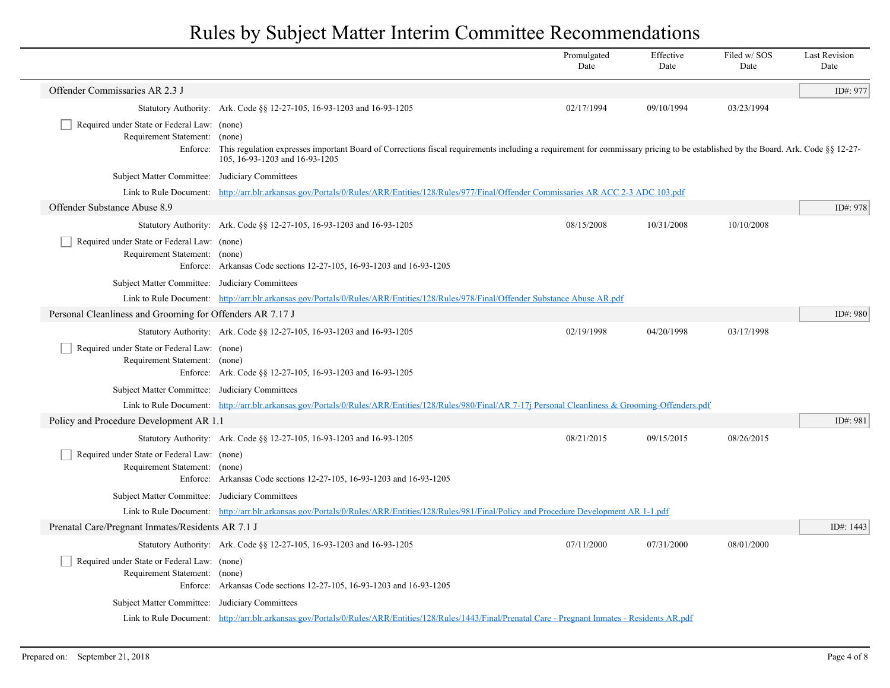# Rules by Subject Matter Interim Committee Recommendations

| | Promulgated Date | Effective Date | Filed w/ SOS Date | Last Revision Date |
|---|---|---|---|---|

## Offender Commissaries AR 2.3 J

ID#: 977

| | | Promulgated Date | Effective Date | Filed w/ SOS Date | Last Revision Date |
|---|---|---|---|---|---|
| Statutory Authority: | Ark. Code §§ 12-27-105, 16-93-1203 and 16-93-1205 | 02/17/1994 | 09/10/1994 | 03/23/1994 | |

- [ ] Required under State or Federal Law: (none)

Requirement Statement: (none)

Enforce: This regulation expresses important Board of Corrections fiscal requirements including a requirement for commissary pricing to be established by the Board. Ark. Code §§ 12-27-105, 16-93-1203 and 16-93-1205

Subject Matter Committee: Judiciary Committees

Link to Rule Document: [http://arr.blr.arkansas.gov/Portals/0/Rules/ARR/Entities/128/Rules/977/Final/Offender Commissaries AR ACC 2-3 ADC 103.pdf](http://arr.blr.arkansas.gov/Portals/0/Rules/ARR/Entities/128/Rules/977/Final/Offender Commissaries AR ACC 2-3 ADC 103.pdf)

## Offender Substance Abuse 8.9

ID#: 978

| | | Promulgated Date | Effective Date | Filed w/ SOS Date | Last Revision Date |
|---|---|---|---|---|---|
| Statutory Authority: | Ark. Code §§ 12-27-105, 16-93-1203 and 16-93-1205 | 08/15/2008 | 10/31/2008 | 10/10/2008 | |

- [ ] Required under State or Federal Law: (none)

Requirement Statement: (none)

Enforce: Arkansas Code sections 12-27-105, 16-93-1203 and 16-93-1205

Subject Matter Committee: Judiciary Committees

Link to Rule Document: [http://arr.blr.arkansas.gov/Portals/0/Rules/ARR/Entities/128/Rules/978/Final/Offender Substance Abuse AR.pdf](http://arr.blr.arkansas.gov/Portals/0/Rules/ARR/Entities/128/Rules/978/Final/Offender Substance Abuse AR.pdf)

## Personal Cleanliness and Grooming for Offenders AR 7.17 J

ID#: 980

| | | Promulgated Date | Effective Date | Filed w/ SOS Date | Last Revision Date |
|---|---|---|---|---|---|
| Statutory Authority: | Ark. Code §§ 12-27-105, 16-93-1203 and 16-93-1205 | 02/19/1998 | 04/20/1998 | 03/17/1998 | |

- [ ] Required under State or Federal Law: (none)

Requirement Statement: (none)

Enforce: Ark. Code §§ 12-27-105, 16-93-1203 and 16-93-1205

Subject Matter Committee: Judiciary Committees

Link to Rule Document: [http://arr.blr.arkansas.gov/Portals/0/Rules/ARR/Entities/128/Rules/980/Final/AR 7-17j Personal Cleanliness & Grooming-Offenders.pdf](http://arr.blr.arkansas.gov/Portals/0/Rules/ARR/Entities/128/Rules/980/Final/AR 7-17j Personal Cleanliness & Grooming-Offenders.pdf)

## Policy and Procedure Development AR 1.1

ID#: 981

| | | Promulgated Date | Effective Date | Filed w/ SOS Date | Last Revision Date |
|---|---|---|---|---|---|
| Statutory Authority: | Ark. Code §§ 12-27-105, 16-93-1203 and 16-93-1205 | 08/21/2015 | 09/15/2015 | 08/26/2015 | |

- [ ] Required under State or Federal Law: (none)

Requirement Statement: (none)

Enforce: Arkansas Code sections 12-27-105, 16-93-1203 and 16-93-1205

Subject Matter Committee: Judiciary Committees

Link to Rule Document: [http://arr.blr.arkansas.gov/Portals/0/Rules/ARR/Entities/128/Rules/981/Final/Policy and Procedure Development AR 1-1.pdf](http://arr.blr.arkansas.gov/Portals/0/Rules/ARR/Entities/128/Rules/981/Final/Policy and Procedure Development AR 1-1.pdf)

## Prenatal Care/Pregnant Inmates/Residents AR 7.1 J

ID#: 1443

| | | Promulgated Date | Effective Date | Filed w/ SOS Date | Last Revision Date |
|---|---|---|---|---|---|
| Statutory Authority: | Ark. Code §§ 12-27-105, 16-93-1203 and 16-93-1205 | 07/11/2000 | 07/31/2000 | 08/01/2000 | |

- [ ] Required under State or Federal Law: (none)

Requirement Statement: (none)

Enforce: Arkansas Code sections 12-27-105, 16-93-1203 and 16-93-1205

Subject Matter Committee: Judiciary Committees

Link to Rule Document: [http://arr.blr.arkansas.gov/Portals/0/Rules/ARR/Entities/128/Rules/1443/Final/Prenatal Care - Pregnant Inmates - Residents AR.pdf](http://arr.blr.arkansas.gov/Portals/0/Rules/ARR/Entities/128/Rules/1443/Final/Prenatal Care - Pregnant Inmates - Residents AR.pdf)

Prepared on: September 21, 2018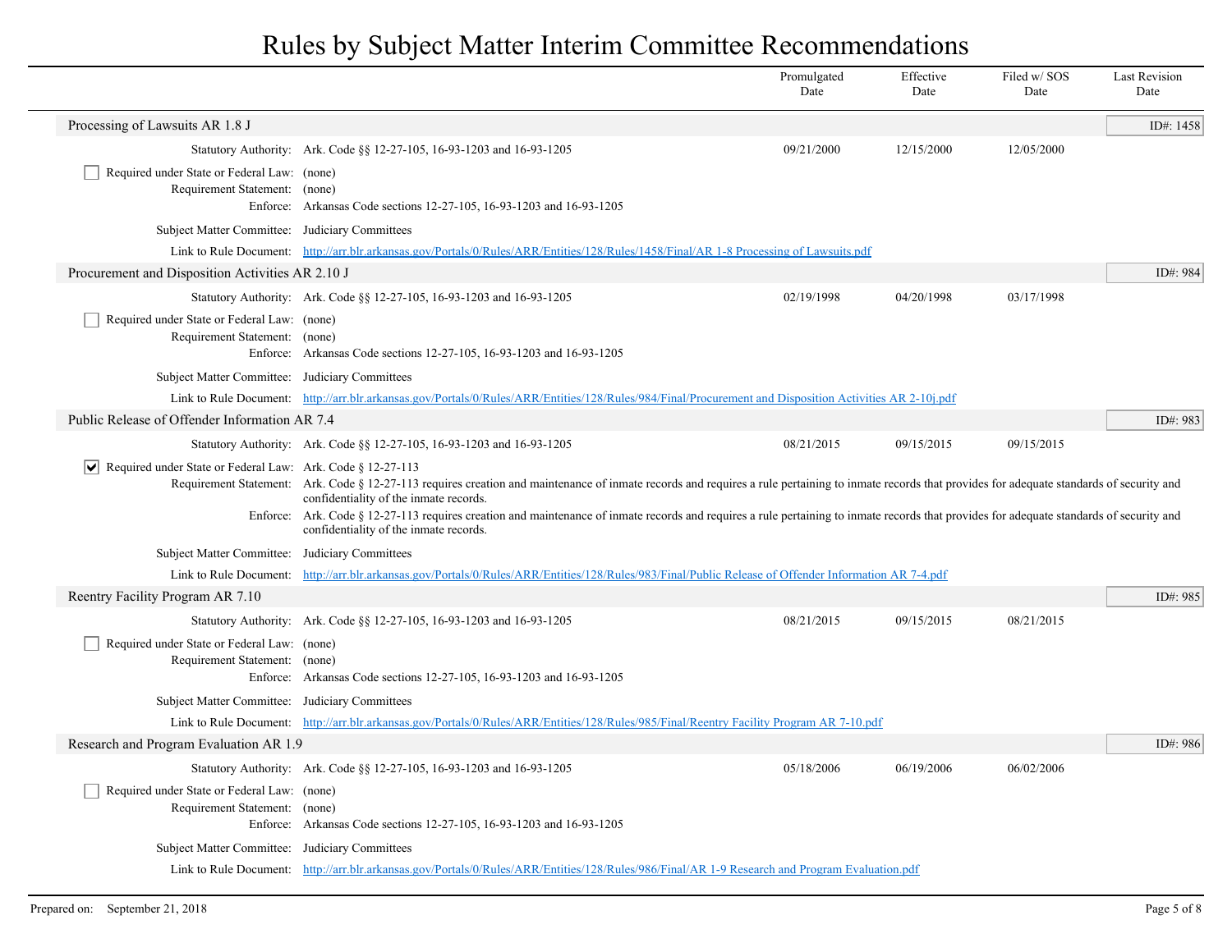# Rules by Subject Matter Interim Committee Recommendations

| | Promulgated Date | Effective Date | Filed w/ SOS Date | Last Revision Date |
|---|---|---|---|---|

## Processing of Lawsuits AR 1.8 J

ID#: 1458

| | | Promulgated Date | Effective Date | Filed w/ SOS Date | Last Revision Date |
|---|---|---|---|---|---|
| Statutory Authority: | Ark. Code §§ 12-27-105, 16-93-1203 and 16-93-1205 | 09/21/2000 | 12/15/2000 | 12/05/2000 | |

- [ ] Required under State or Federal Law: (none)

Requirement Statement: (none)

Enforce: Arkansas Code sections 12-27-105, 16-93-1203 and 16-93-1205

Subject Matter Committee: Judiciary Committees

Link to Rule Document: [http://arr.blr.arkansas.gov/Portals/0/Rules/ARR/Entities/128/Rules/1458/Final/AR 1-8 Processing of Lawsuits.pdf](http://arr.blr.arkansas.gov/Portals/0/Rules/ARR/Entities/128/Rules/1458/Final/AR 1-8 Processing of Lawsuits.pdf)

## Procurement and Disposition Activities AR 2.10 J

ID#: 984

| | | Promulgated Date | Effective Date | Filed w/ SOS Date | Last Revision Date |
|---|---|---|---|---|---|
| Statutory Authority: | Ark. Code §§ 12-27-105, 16-93-1203 and 16-93-1205 | 02/19/1998 | 04/20/1998 | 03/17/1998 | |

- [ ] Required under State or Federal Law: (none)

Requirement Statement: (none)

Enforce: Arkansas Code sections 12-27-105, 16-93-1203 and 16-93-1205

Subject Matter Committee: Judiciary Committees

Link to Rule Document: [http://arr.blr.arkansas.gov/Portals/0/Rules/ARR/Entities/128/Rules/984/Final/Procurement and Disposition Activities AR 2-10j.pdf](http://arr.blr.arkansas.gov/Portals/0/Rules/ARR/Entities/128/Rules/984/Final/Procurement and Disposition Activities AR 2-10j.pdf)

## Public Release of Offender Information AR 7.4

ID#: 983

| | | Promulgated Date | Effective Date | Filed w/ SOS Date | Last Revision Date |
|---|---|---|---|---|---|
| Statutory Authority: | Ark. Code §§ 12-27-105, 16-93-1203 and 16-93-1205 | 08/21/2015 | 09/15/2015 | 09/15/2015 | |

- [x] Required under State or Federal Law: Ark. Code § 12-27-113

Requirement Statement: Ark. Code § 12-27-113 requires creation and maintenance of inmate records and requires a rule pertaining to inmate records that provides for adequate standards of security and confidentiality of the inmate records.

Enforce: Ark. Code § 12-27-113 requires creation and maintenance of inmate records and requires a rule pertaining to inmate records that provides for adequate standards of security and confidentiality of the inmate records.

Subject Matter Committee: Judiciary Committees

Link to Rule Document: [http://arr.blr.arkansas.gov/Portals/0/Rules/ARR/Entities/128/Rules/983/Final/Public Release of Offender Information AR 7-4.pdf](http://arr.blr.arkansas.gov/Portals/0/Rules/ARR/Entities/128/Rules/983/Final/Public Release of Offender Information AR 7-4.pdf)

## Reentry Facility Program AR 7.10

ID#: 985

| | | Promulgated Date | Effective Date | Filed w/ SOS Date | Last Revision Date |
|---|---|---|---|---|---|
| Statutory Authority: | Ark. Code §§ 12-27-105, 16-93-1203 and 16-93-1205 | 08/21/2015 | 09/15/2015 | 08/21/2015 | |

- [ ] Required under State or Federal Law: (none)

Requirement Statement: (none)

Enforce: Arkansas Code sections 12-27-105, 16-93-1203 and 16-93-1205

Subject Matter Committee: Judiciary Committees

Link to Rule Document: [http://arr.blr.arkansas.gov/Portals/0/Rules/ARR/Entities/128/Rules/985/Final/Reentry Facility Program AR 7-10.pdf](http://arr.blr.arkansas.gov/Portals/0/Rules/ARR/Entities/128/Rules/985/Final/Reentry Facility Program AR 7-10.pdf)

## Research and Program Evaluation AR 1.9

ID#: 986

| | | Promulgated Date | Effective Date | Filed w/ SOS Date | Last Revision Date |
|---|---|---|---|---|---|
| Statutory Authority: | Ark. Code §§ 12-27-105, 16-93-1203 and 16-93-1205 | 05/18/2006 | 06/19/2006 | 06/02/2006 | |

- [ ] Required under State or Federal Law: (none)

Requirement Statement: (none)

Enforce: Arkansas Code sections 12-27-105, 16-93-1203 and 16-93-1205

Subject Matter Committee: Judiciary Committees

Link to Rule Document: [http://arr.blr.arkansas.gov/Portals/0/Rules/ARR/Entities/128/Rules/986/Final/AR 1-9 Research and Program Evaluation.pdf](http://arr.blr.arkansas.gov/Portals/0/Rules/ARR/Entities/128/Rules/986/Final/AR 1-9 Research and Program Evaluation.pdf)

Prepared on: September 21, 2018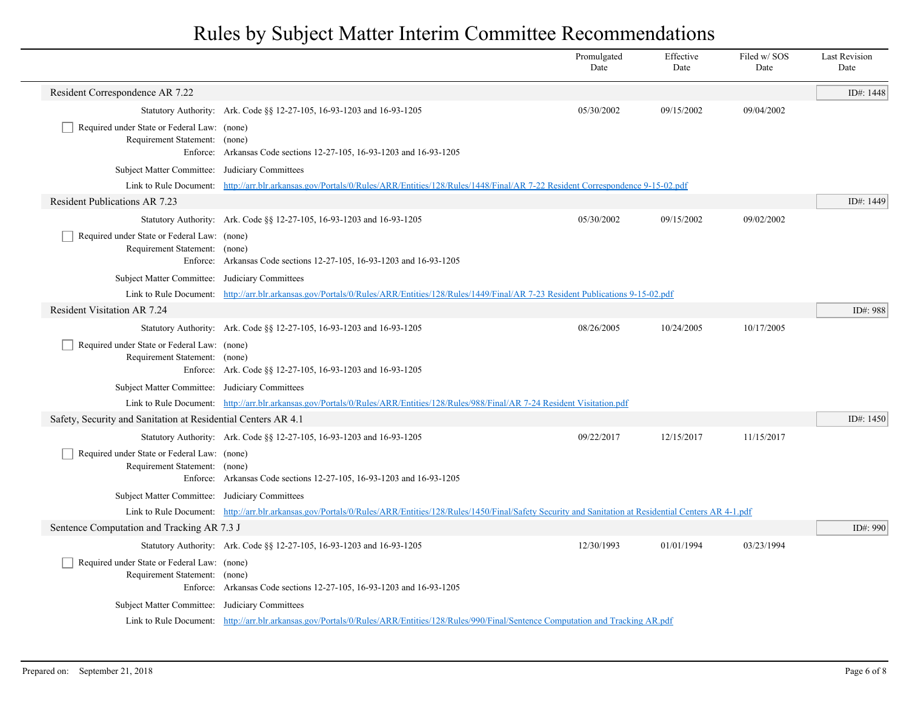# Rules by Subject Matter Interim Committee Recommendations

| | | Promulgated Date | Effective Date | Filed w/ SOS Date | Last Revision Date |
|---|---|---|---|---|---|

## Resident Correspondence AR 7.22

ID#: 1448

| | | Promulgated Date | Effective Date | Filed w/ SOS Date | Last Revision Date |
|---|---|---|---|---|---|
| Statutory Authority: | Ark. Code §§ 12-27-105, 16-93-1203 and 16-93-1205 | 05/30/2002 | 09/15/2002 | 09/04/2002 | |

- [ ] Required under State or Federal Law: (none)

Requirement Statement: (none)

Enforce: Arkansas Code sections 12-27-105, 16-93-1203 and 16-93-1205

Subject Matter Committee: Judiciary Committees

Link to Rule Document: http://arr.blr.arkansas.gov/Portals/0/Rules/ARR/Entities/128/Rules/1448/Final/AR 7-22 Resident Correspondence 9-15-02.pdf

## Resident Publications AR 7.23

ID#: 1449

| | | Promulgated Date | Effective Date | Filed w/ SOS Date | Last Revision Date |
|---|---|---|---|---|---|
| Statutory Authority: | Ark. Code §§ 12-27-105, 16-93-1203 and 16-93-1205 | 05/30/2002 | 09/15/2002 | 09/02/2002 | |

- [ ] Required under State or Federal Law: (none)

Requirement Statement: (none)

Enforce: Arkansas Code sections 12-27-105, 16-93-1203 and 16-93-1205

Subject Matter Committee: Judiciary Committees

Link to Rule Document: http://arr.blr.arkansas.gov/Portals/0/Rules/ARR/Entities/128/Rules/1449/Final/AR 7-23 Resident Publications 9-15-02.pdf

## Resident Visitation AR 7.24

ID#: 988

| | | Promulgated Date | Effective Date | Filed w/ SOS Date | Last Revision Date |
|---|---|---|---|---|---|
| Statutory Authority: | Ark. Code §§ 12-27-105, 16-93-1203 and 16-93-1205 | 08/26/2005 | 10/24/2005 | 10/17/2005 | |

- [ ] Required under State or Federal Law: (none)

Requirement Statement: (none)

Enforce: Ark. Code §§ 12-27-105, 16-93-1203 and 16-93-1205

Subject Matter Committee: Judiciary Committees

Link to Rule Document: http://arr.blr.arkansas.gov/Portals/0/Rules/ARR/Entities/128/Rules/988/Final/AR 7-24 Resident Visitation.pdf

## Safety, Security and Sanitation at Residential Centers AR 4.1

ID#: 1450

| | | Promulgated Date | Effective Date | Filed w/ SOS Date | Last Revision Date |
|---|---|---|---|---|---|
| Statutory Authority: | Ark. Code §§ 12-27-105, 16-93-1203 and 16-93-1205 | 09/22/2017 | 12/15/2017 | 11/15/2017 | |

- [ ] Required under State or Federal Law: (none)

Requirement Statement: (none)

Enforce: Arkansas Code sections 12-27-105, 16-93-1203 and 16-93-1205

Subject Matter Committee: Judiciary Committees

Link to Rule Document: http://arr.blr.arkansas.gov/Portals/0/Rules/ARR/Entities/128/Rules/1450/Final/Safety Security and Sanitation at Residential Centers AR 4-1.pdf

## Sentence Computation and Tracking AR 7.3 J

ID#: 990

| | | Promulgated Date | Effective Date | Filed w/ SOS Date | Last Revision Date |
|---|---|---|---|---|---|
| Statutory Authority: | Ark. Code §§ 12-27-105, 16-93-1203 and 16-93-1205 | 12/30/1993 | 01/01/1994 | 03/23/1994 | |

- [ ] Required under State or Federal Law: (none)

Requirement Statement: (none)

Enforce: Arkansas Code sections 12-27-105, 16-93-1203 and 16-93-1205

Subject Matter Committee: Judiciary Committees

Link to Rule Document: http://arr.blr.arkansas.gov/Portals/0/Rules/ARR/Entities/128/Rules/990/Final/Sentence Computation and Tracking AR.pdf

Prepared on: September 21, 2018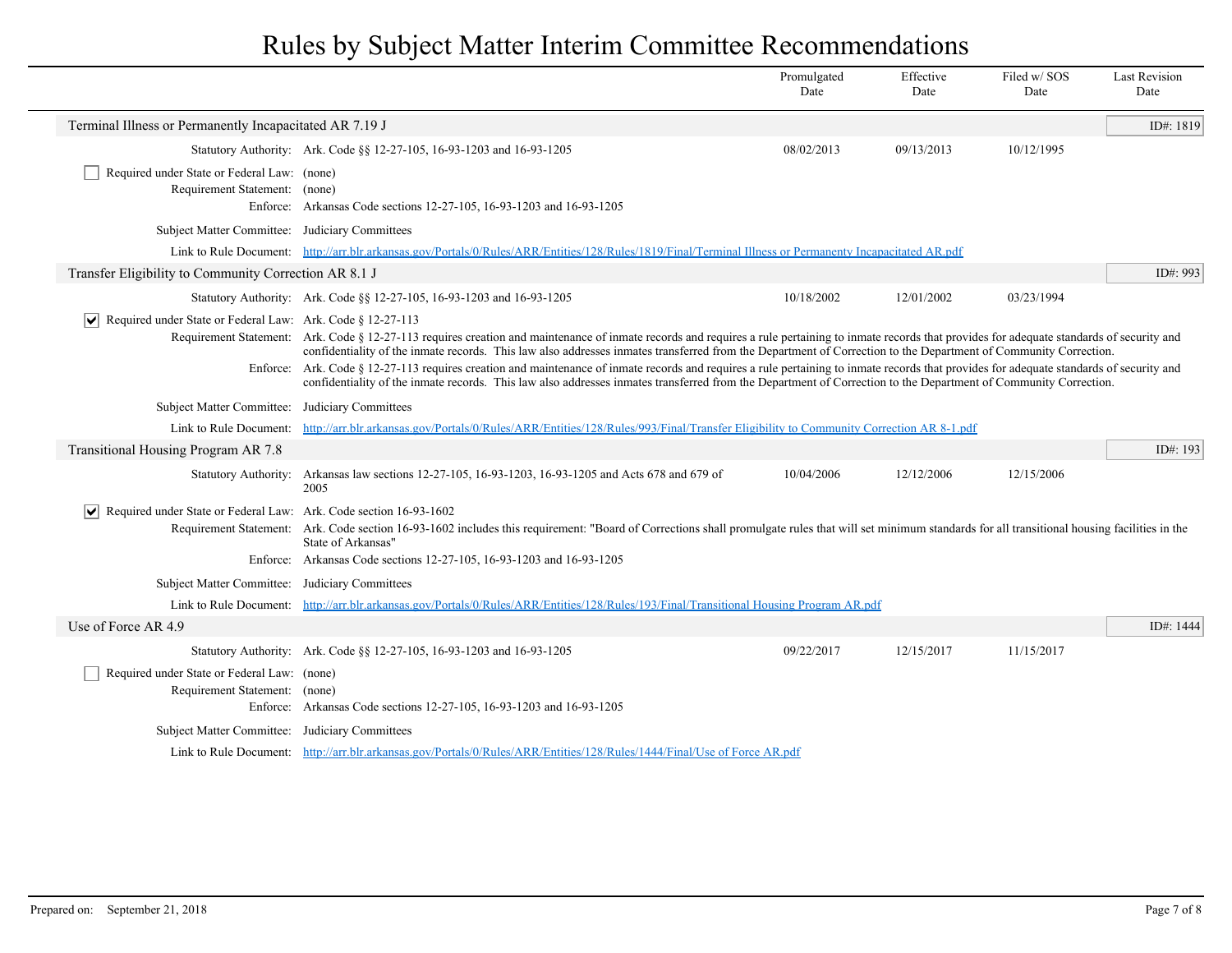# Rules by Subject Matter Interim Committee Recommendations

| | Promulgated Date | Effective Date | Filed w/ SOS Date | Last Revision Date |
|---|---|---|---|---|

## Terminal Illness or Permanently Incapacitated AR 7.19 J

ID#: 1819

| | Promulgated Date | Effective Date | Filed w/ SOS Date | Last Revision Date |
|---|---|---|---|---|
| Statutory Authority: Ark. Code §§ 12-27-105, 16-93-1203 and 16-93-1205 | 08/02/2013 | 09/13/2013 | 10/12/1995 | |

- [ ] Required under State or Federal Law: (none)

Requirement Statement: (none)

Enforce: Arkansas Code sections 12-27-105, 16-93-1203 and 16-93-1205

Subject Matter Committee: Judiciary Committees

Link to Rule Document: http://arr.blr.arkansas.gov/Portals/0/Rules/ARR/Entities/128/Rules/1819/Final/Terminal Illness or Permanenty Incapacitated AR.pdf

## Transfer Eligibility to Community Correction AR 8.1 J

ID#: 993

| | Promulgated Date | Effective Date | Filed w/ SOS Date | Last Revision Date |
|---|---|---|---|---|
| Statutory Authority: Ark. Code §§ 12-27-105, 16-93-1203 and 16-93-1205 | 10/18/2002 | 12/01/2002 | 03/23/1994 | |

- [x] Required under State or Federal Law: Ark. Code § 12-27-113

Requirement Statement: Ark. Code § 12-27-113 requires creation and maintenance of inmate records and requires a rule pertaining to inmate records that provides for adequate standards of security and confidentiality of the inmate records. This law also addresses inmates transferred from the Department of Correction to the Department of Community Correction.

Enforce: Ark. Code § 12-27-113 requires creation and maintenance of inmate records and requires a rule pertaining to inmate records that provides for adequate standards of security and confidentiality of the inmate records. This law also addresses inmates transferred from the Department of Correction to the Department of Community Correction.

Subject Matter Committee: Judiciary Committees

Link to Rule Document: http://arr.blr.arkansas.gov/Portals/0/Rules/ARR/Entities/128/Rules/993/Final/Transfer Eligibility to Community Correction AR 8-1.pdf

## Transitional Housing Program AR 7.8

ID#: 193

| | Promulgated Date | Effective Date | Filed w/ SOS Date | Last Revision Date |
|---|---|---|---|---|
| Statutory Authority: Arkansas law sections 12-27-105, 16-93-1203, 16-93-1205 and Acts 678 and 679 of 2005 | 10/04/2006 | 12/12/2006 | 12/15/2006 | |

- [x] Required under State or Federal Law: Ark. Code section 16-93-1602

Requirement Statement: Ark. Code section 16-93-1602 includes this requirement: "Board of Corrections shall promulgate rules that will set minimum standards for all transitional housing facilities in the State of Arkansas"

Enforce: Arkansas Code sections 12-27-105, 16-93-1203 and 16-93-1205

Subject Matter Committee: Judiciary Committees

Link to Rule Document: http://arr.blr.arkansas.gov/Portals/0/Rules/ARR/Entities/128/Rules/193/Final/Transitional Housing Program AR.pdf

## Use of Force AR 4.9

ID#: 1444

| | Promulgated Date | Effective Date | Filed w/ SOS Date | Last Revision Date |
|---|---|---|---|---|
| Statutory Authority: Ark. Code §§ 12-27-105, 16-93-1203 and 16-93-1205 | 09/22/2017 | 12/15/2017 | 11/15/2017 | |

- [ ] Required under State or Federal Law: (none)

Requirement Statement: (none)

Enforce: Arkansas Code sections 12-27-105, 16-93-1203 and 16-93-1205

Subject Matter Committee: Judiciary Committees

Link to Rule Document: http://arr.blr.arkansas.gov/Portals/0/Rules/ARR/Entities/128/Rules/1444/Final/Use of Force AR.pdf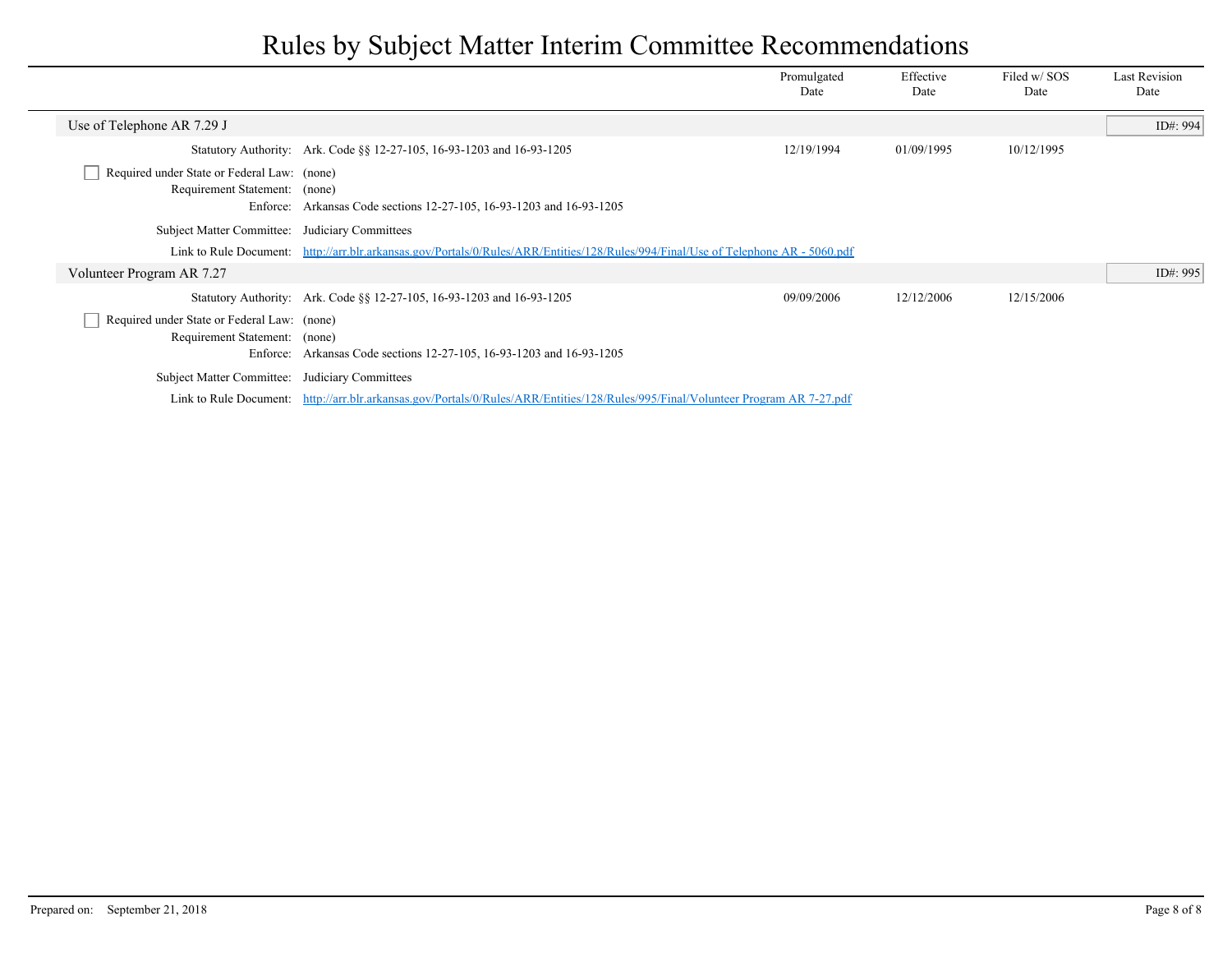# Rules by Subject Matter Interim Committee Recommendations

| | | Promulgated Date | Effective Date | Filed w/ SOS Date | Last Revision Date |
|---|---|---|---|---|---|
| **Use of Telephone AR 7.29 J** | | | | | ID#: 994 |
| Statutory Authority: | Ark. Code §§ 12-27-105, 16-93-1203 and 16-93-1205 | 12/19/1994 | 01/09/1995 | 10/12/1995 | |
| ☐ Required under State or Federal Law: | (none) | | | | |
| Requirement Statement: | (none) | | | | |
| Enforce: | Arkansas Code sections 12-27-105, 16-93-1203 and 16-93-1205 | | | | |
| Subject Matter Committee: | Judiciary Committees | | | | |
| Link to Rule Document: | http://arr.blr.arkansas.gov/Portals/0/Rules/ARR/Entities/128/Rules/994/Final/Use of Telephone AR - 5060.pdf | | | | |
| **Volunteer Program AR 7.27** | | | | | ID#: 995 |
| Statutory Authority: | Ark. Code §§ 12-27-105, 16-93-1203 and 16-93-1205 | 09/09/2006 | 12/12/2006 | 12/15/2006 | |
| ☐ Required under State or Federal Law: | (none) | | | | |
| Requirement Statement: | (none) | | | | |
| Enforce: | Arkansas Code sections 12-27-105, 16-93-1203 and 16-93-1205 | | | | |
| Subject Matter Committee: | Judiciary Committees | | | | |
| Link to Rule Document: | http://arr.blr.arkansas.gov/Portals/0/Rules/ARR/Entities/128/Rules/995/Final/Volunteer Program AR 7-27.pdf | | | | |

Prepared on: September 21, 2018